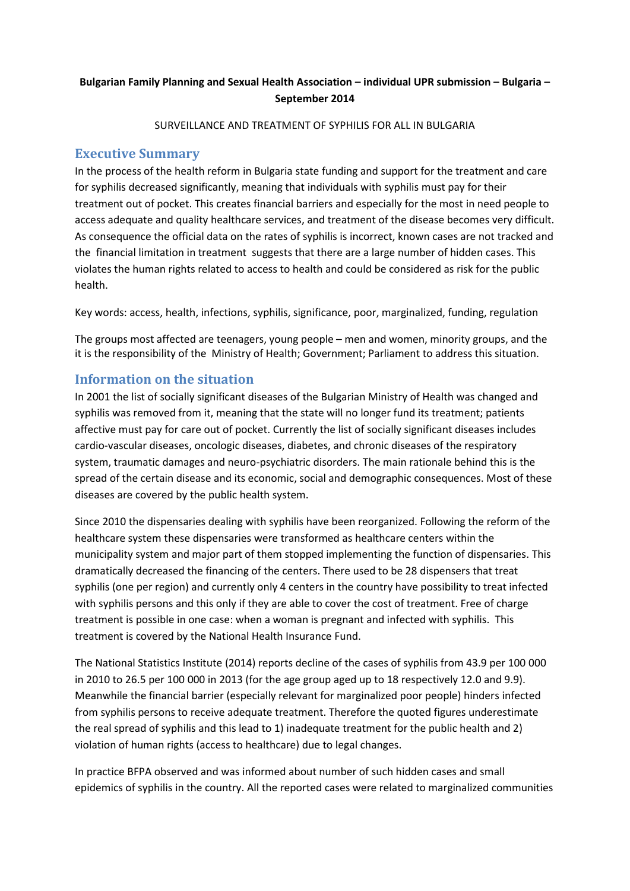**Bulgarian Family Planning and Sexual Health Association – individual UPR submission – Bulgaria – September 2014**

SURVEILLANCE AND TREATMENT OF SYPHILIS FOR ALL IN BULGARIA

## Executive Summary

In the process of the health reform in Bulgaria state funding and support for the treatment and care for syphilis decreased significantly, meaning that individuals with syphilis must pay for their treatment out of pocket. This creates financial barriers and especially for the most in need people to access adequate and quality healthcare services, and treatment of the disease becomes very difficult. As consequence the official data on the rates of syphilis is incorrect, known cases are not tracked and the financial limitation in treatment suggests that there are a large number of hidden cases. This violates the human rights related to access to health and could be considered as risk for the public health.

Key words: access, health, infections, syphilis, significance, poor, marginalized, funding, regulation

The groups most affected are teenagers, young people – men and women, minority groups, and the it is the responsibility of the Ministry of Health; Government; Parliament to address this situation.

## Information on the situation

In 2001 the list of socially significant diseases of the Bulgarian Ministry of Health was changed and syphilis was removed from it, meaning that the state will no longer fund its treatment; patients affective must pay for care out of pocket. Currently the list of socially significant diseases includes cardio-vascular diseases, oncologic diseases, diabetes, and chronic diseases of the respiratory system, traumatic damages and neuro-psychiatric disorders. The main rationale behind this is the spread of the certain disease and its economic, social and demographic consequences. Most of these diseases are covered by the public health system.

Since 2010 the dispensaries dealing with syphilis have been reorganized. Following the reform of the healthcare system these dispensaries were transformed as healthcare centers within the municipality system and major part of them stopped implementing the function of dispensaries. This dramatically decreased the financing of the centers. There used to be 28 dispensers that treat syphilis (one per region) and currently only 4 centers in the country have possibility to treat infected with syphilis persons and this only if they are able to cover the cost of treatment. Free of charge treatment is possible in one case: when a woman is pregnant and infected with syphilis. This treatment is covered by the National Health Insurance Fund.

The National Statistics Institute (2014) reports decline of the cases of syphilis from 43.9 per 100 000 in 2010 to 26.5 per 100 000 in 2013 (for the age group aged up to 18 respectively 12.0 and 9.9). Meanwhile the financial barrier (especially relevant for marginalized poor people) hinders infected from syphilis persons to receive adequate treatment. Therefore the quoted figures underestimate the real spread of syphilis and this lead to 1) inadequate treatment for the public health and 2) violation of human rights (access to healthcare) due to legal changes.

In practice BFPA observed and was informed about number of such hidden cases and small epidemics of syphilis in the country. All the reported cases were related to marginalized communities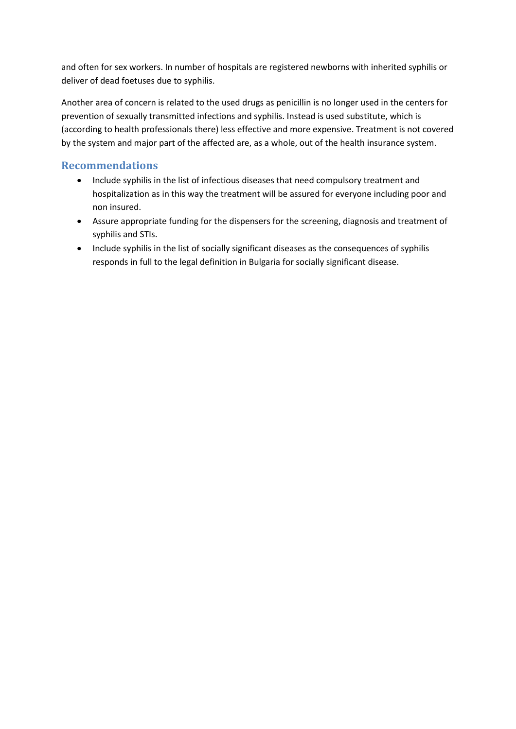and often for sex workers. In number of hospitals are registered newborns with inherited syphilis or deliver of dead foetuses due to syphilis.

Another area of concern is related to the used drugs as penicillin is no longer used in the centers for prevention of sexually transmitted infections and syphilis. Instead is used substitute, which is (according to health professionals there) less effective and more expensive. Treatment is not covered by the system and major part of the affected are, as a whole, out of the health insurance system.

## Recommendations

- Include syphilis in the list of infectious diseases that need compulsory treatment and hospitalization as in this way the treatment will be assured for everyone including poor and non insured.
- Assure appropriate funding for the dispensers for the screening, diagnosis and treatment of syphilis and STIs.
- Include syphilis in the list of socially significant diseases as the consequences of syphilis responds in full to the legal definition in Bulgaria for socially significant disease.